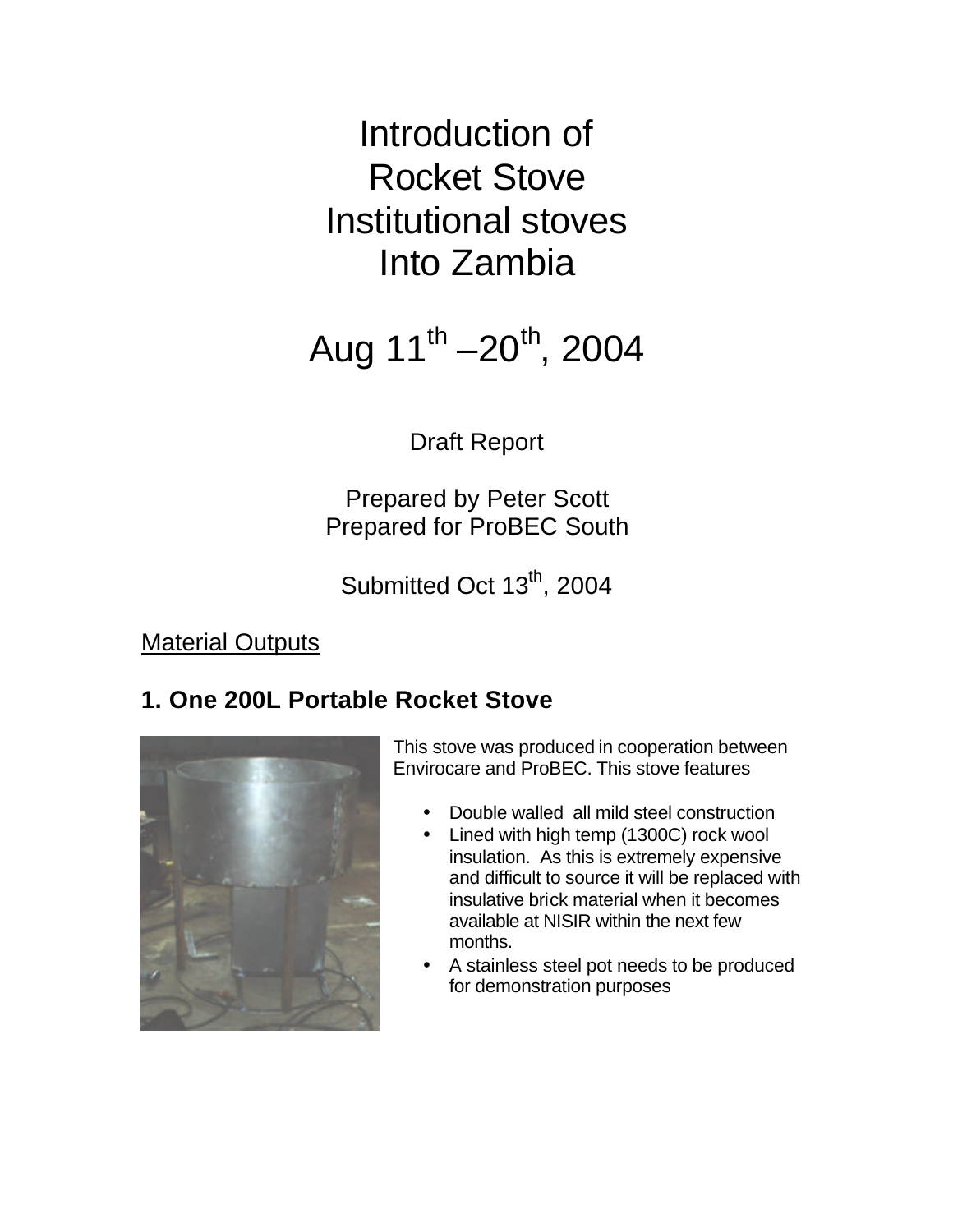# Introduction of Rocket Stove Institutional stoves Into Zambia

# Aug 11th –20th, 2004

Draft Report

Prepared by Peter Scott
Prepared for ProBEC South

Submitted Oct 13th, 2004

<u>Material Outputs</u>

## 1. One 200L Portable Rocket Stove

This stove was produced in cooperation between Envirocare and ProBEC. This stove features

- Double walled all mild steel construction
- Lined with high temp (1300C) rock wool insulation. As this is extremely expensive and difficult to source it will be replaced with insulative brick material when it becomes available at NISIR within the next few months.
- A stainless steel pot needs to be produced for demonstration purposes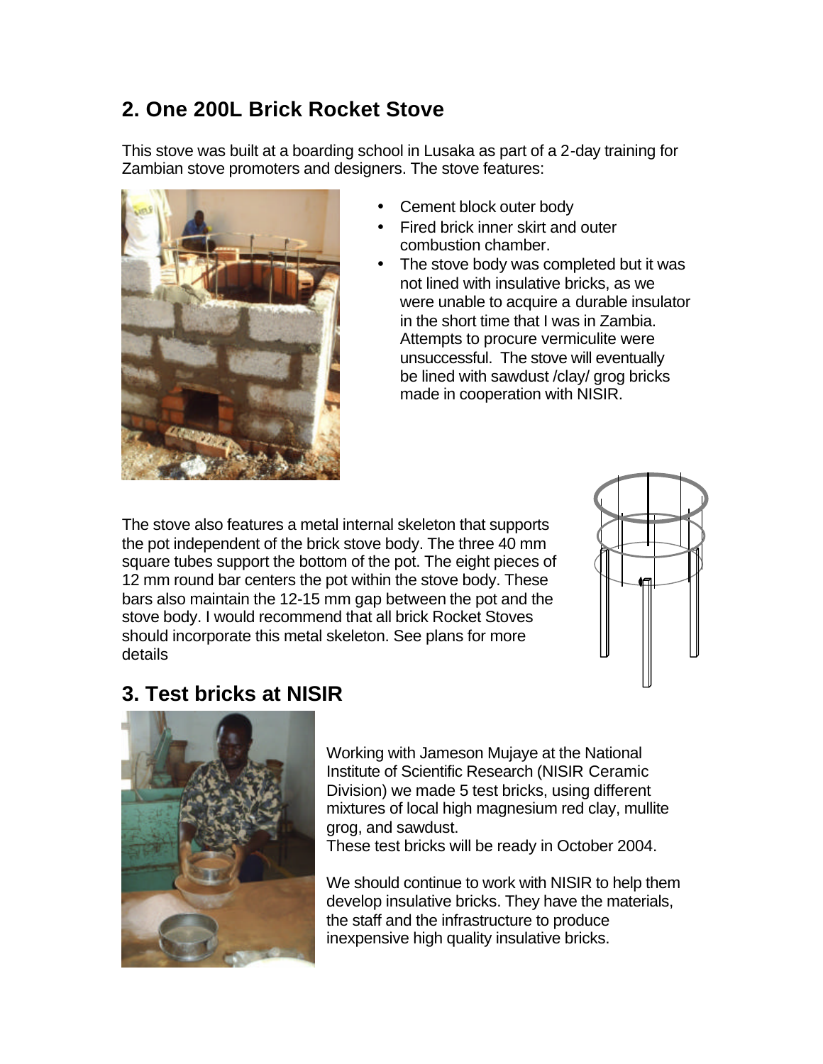## 2. One 200L Brick Rocket Stove

This stove was built at a boarding school in Lusaka as part of a 2-day training for Zambian stove promoters and designers. The stove features:

- Cement block outer body
- Fired brick inner skirt and outer combustion chamber.
- The stove body was completed but it was not lined with insulative bricks, as we were unable to acquire a durable insulator in the short time that I was in Zambia. Attempts to procure vermiculite were unsuccessful. The stove will eventually be lined with sawdust /clay/ grog bricks made in cooperation with NISIR.

The stove also features a metal internal skeleton that supports the pot independent of the brick stove body. The three 40 mm square tubes support the bottom of the pot. The eight pieces of 12 mm round bar centers the pot within the stove body. These bars also maintain the 12-15 mm gap between the pot and the stove body. I would recommend that all brick Rocket Stoves should incorporate this metal skeleton. See plans for more details

## 3. Test bricks at NISIR

Working with Jameson Mujaye at the National Institute of Scientific Research (NISIR Ceramic Division) we made 5 test bricks, using different mixtures of local high magnesium red clay, mullite grog, and sawdust.
These test bricks will be ready in October 2004.

We should continue to work with NISIR to help them develop insulative bricks. They have the materials, the staff and the infrastructure to produce inexpensive high quality insulative bricks.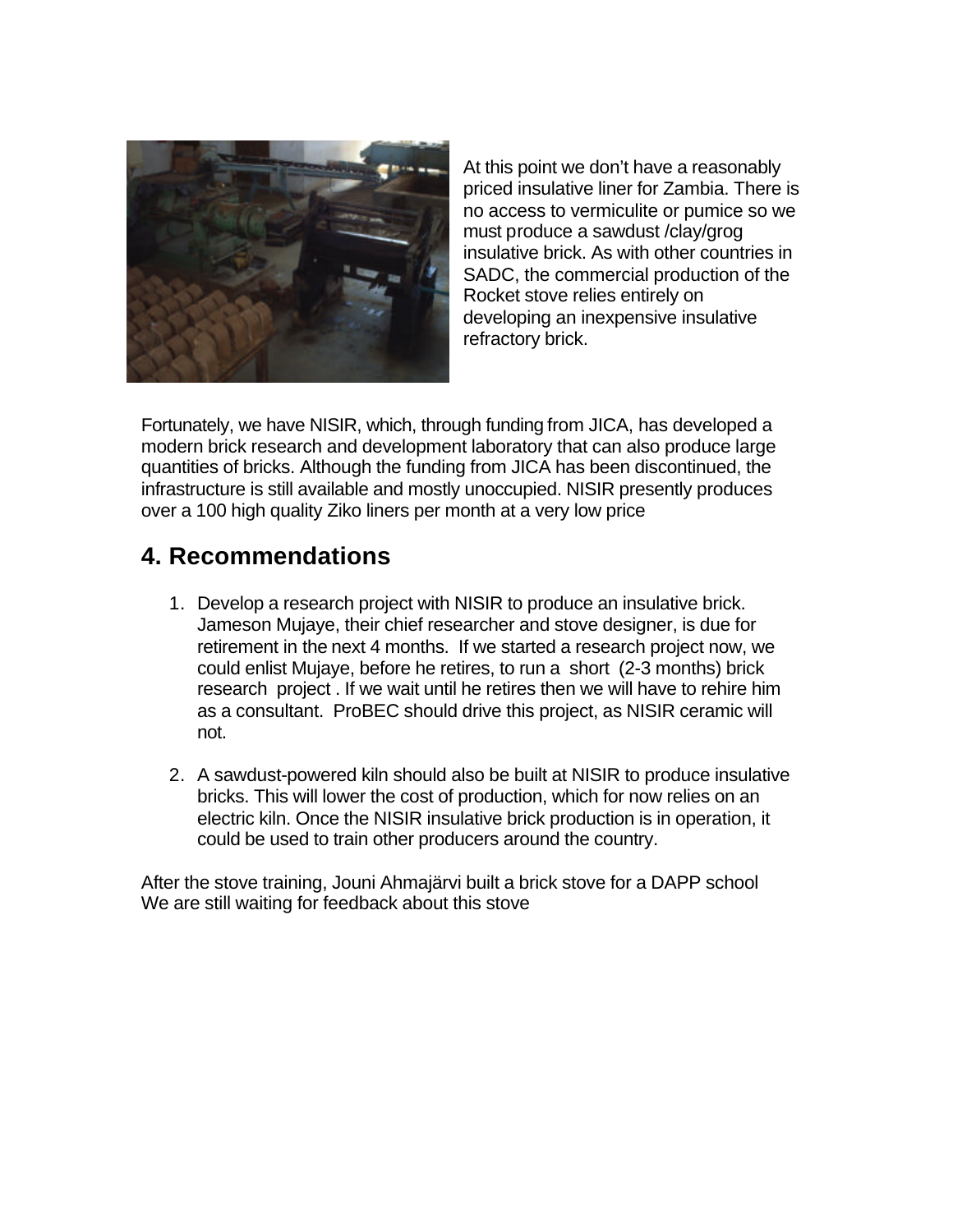At this point we don't have a reasonably priced insulative liner for Zambia. There is no access to vermiculite or pumice so we must produce a sawdust /clay/grog insulative brick. As with other countries in SADC, the commercial production of the Rocket stove relies entirely on developing an inexpensive insulative refractory brick.

Fortunately, we have NISIR, which, through funding from JICA, has developed a modern brick research and development laboratory that can also produce large quantities of bricks. Although the funding from JICA has been discontinued, the infrastructure is still available and mostly unoccupied. NISIR presently produces over a 100 high quality Ziko liners per month at a very low price

## 4. Recommendations

1. Develop a research project with NISIR to produce an insulative brick. Jameson Mujaye, their chief researcher and stove designer, is due for retirement in the next 4 months. If we started a research project now, we could enlist Mujaye, before he retires, to run a short (2-3 months) brick research project . If we wait until he retires then we will have to rehire him as a consultant. ProBEC should drive this project, as NISIR ceramic will not.

2. A sawdust-powered kiln should also be built at NISIR to produce insulative bricks. This will lower the cost of production, which for now relies on an electric kiln. Once the NISIR insulative brick production is in operation, it could be used to train other producers around the country.

After the stove training, Jouni Ahmajärvi built a brick stove for a DAPP school
We are still waiting for feedback about this stove